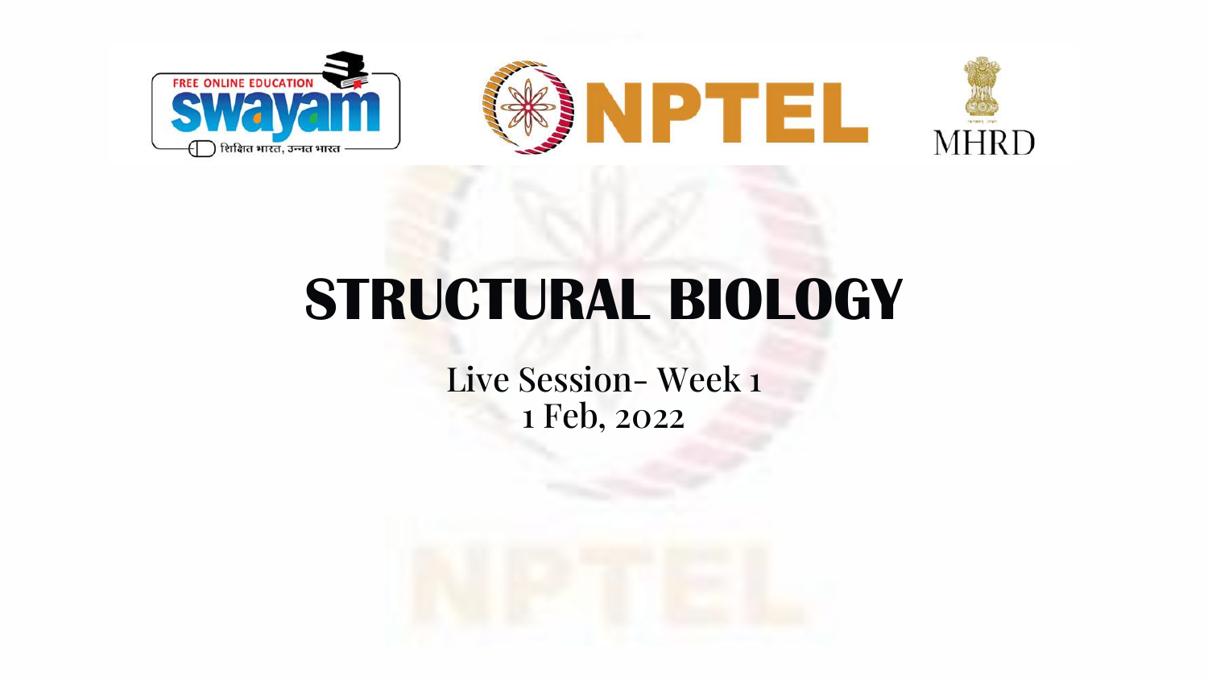# STRUCTURAL BIOLOGY

Live Session- Week 1

1 Feb, 2022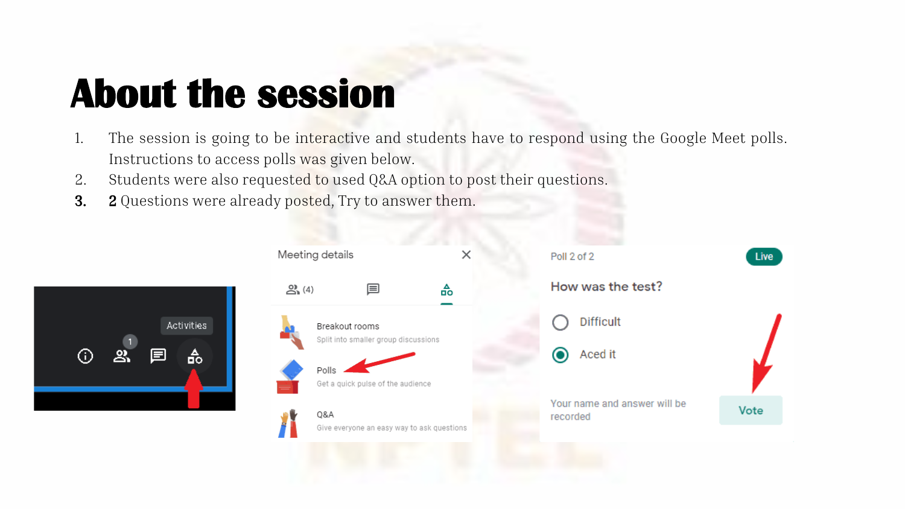# About the session

1. The session is going to be interactive and students have to respond using the Google Meet polls. Instructions to access polls was given below.
2. Students were also requested to used Q&A option to post their questions.
3. **2** Questions were already posted, Try to answer them.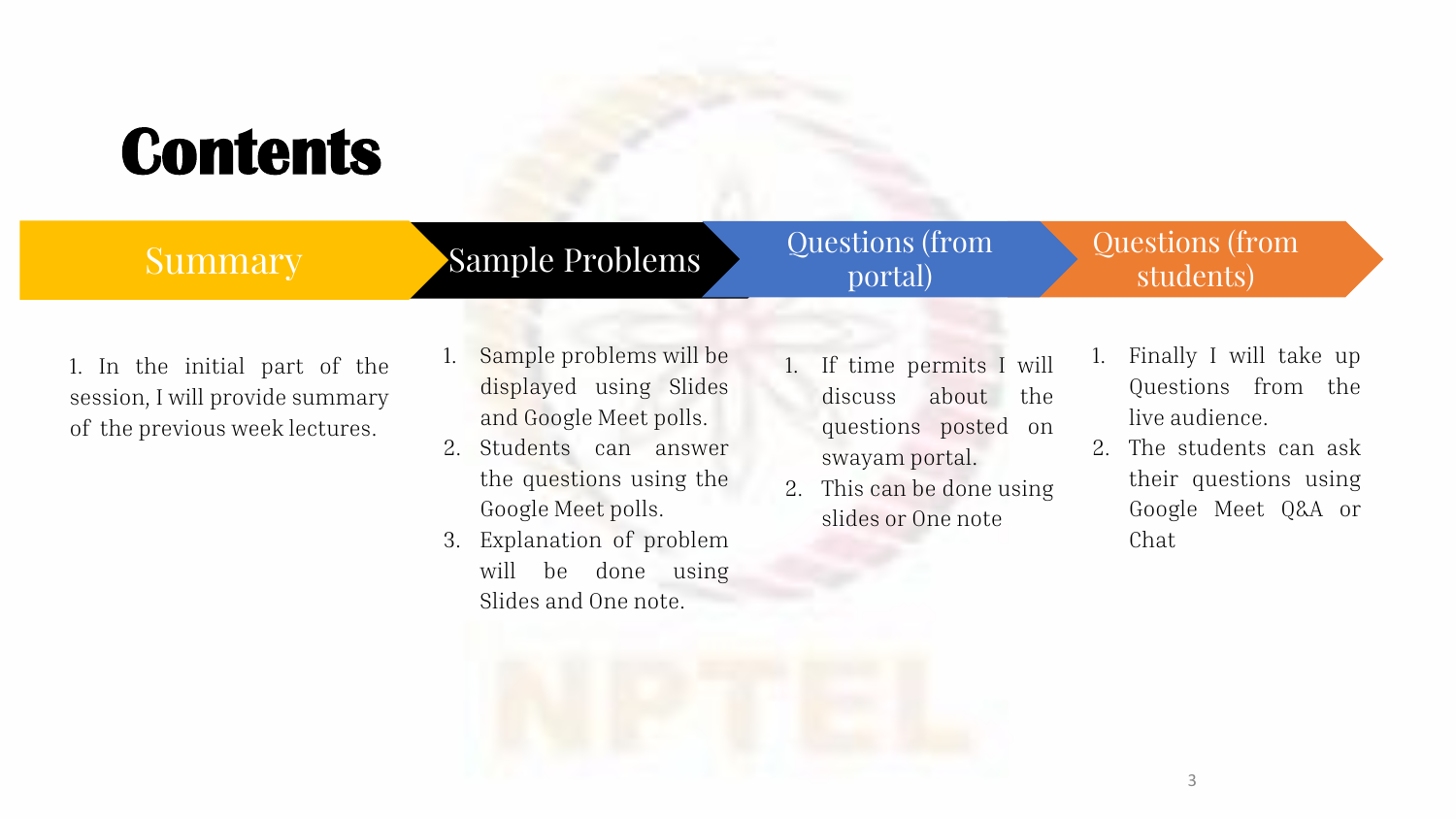# Contents

## Summary

1. In the initial part of the session, I will provide summary of the previous week lectures.

## Sample Problems

1. Sample problems will be displayed using Slides and Google Meet polls.
2. Students can answer the questions using the Google Meet polls.
3. Explanation of problem will be done using Slides and One note.

## Questions (from portal)

1. If time permits I will discuss about the questions posted on swayam portal.
2. This can be done using slides or One note

## Questions (from students)

1. Finally I will take up Questions from the live audience.
2. The students can ask their questions using Google Meet Q&A or Chat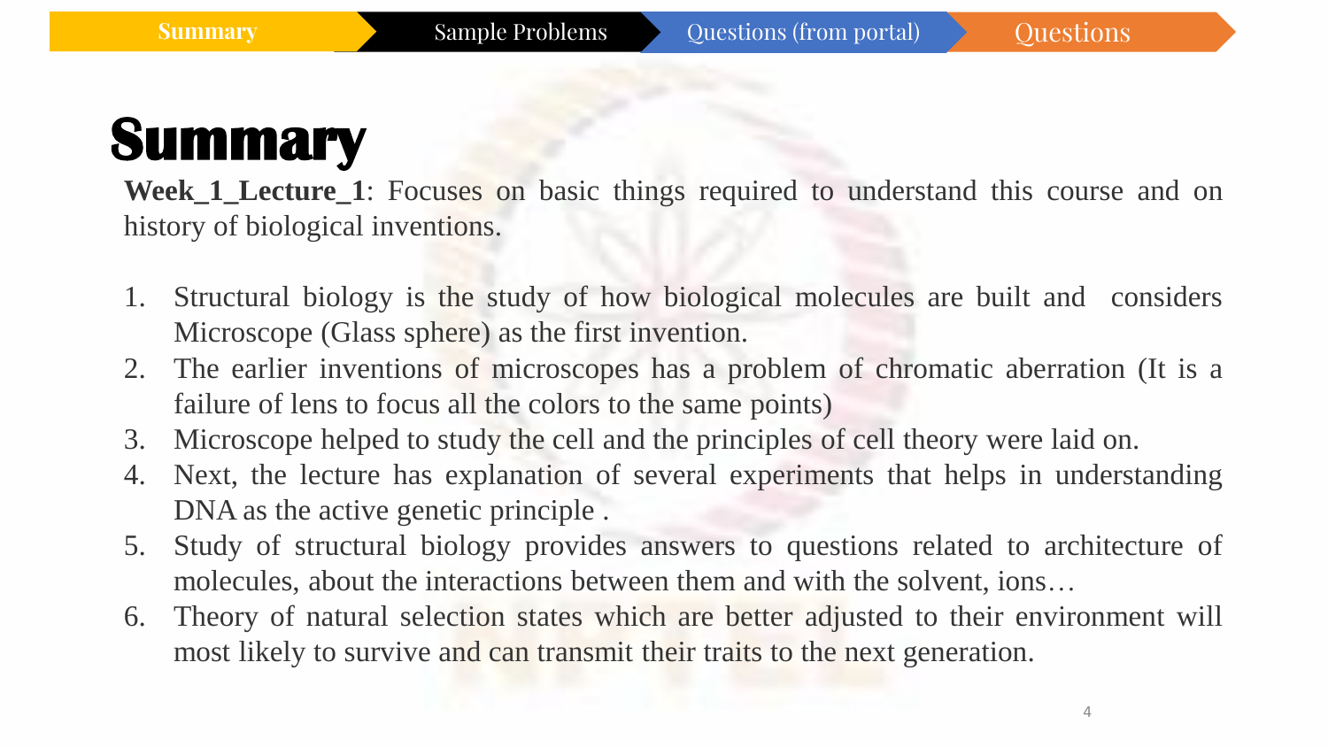Summary | Sample Problems | Questions (from portal) | Questions

# Summary

**Week_1_Lecture_1**: Focuses on basic things required to understand this course and on history of biological inventions.

1. Structural biology is the study of how biological molecules are built and considers Microscope (Glass sphere) as the first invention.
2. The earlier inventions of microscopes has a problem of chromatic aberration (It is a failure of lens to focus all the colors to the same points)
3. Microscope helped to study the cell and the principles of cell theory were laid on.
4. Next, the lecture has explanation of several experiments that helps in understanding DNA as the active genetic principle .
5. Study of structural biology provides answers to questions related to architecture of molecules, about the interactions between them and with the solvent, ions…
6. Theory of natural selection states which are better adjusted to their environment will most likely to survive and can transmit their traits to the next generation.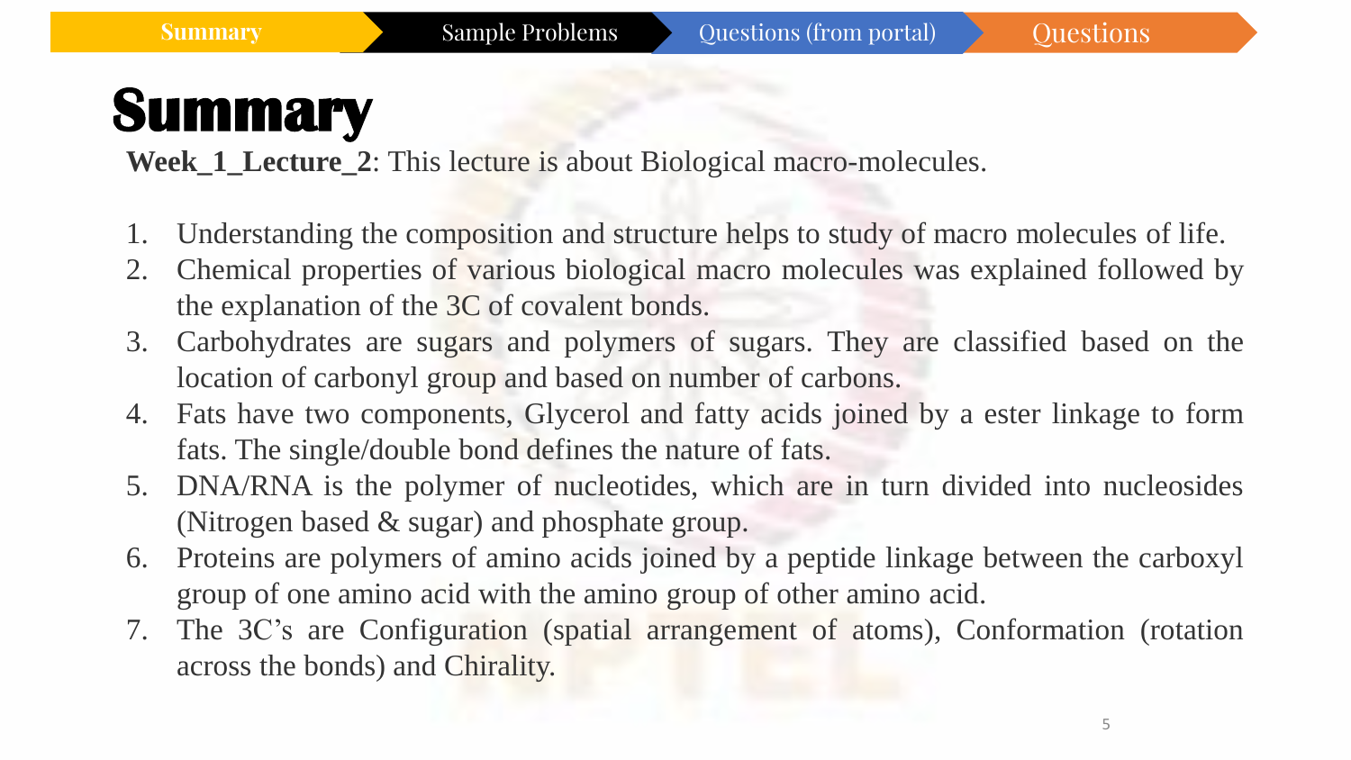Summary | Sample Problems | Questions (from portal) | Questions

# Summary

**Week_1_Lecture_2**: This lecture is about Biological macro-molecules.

1. Understanding the composition and structure helps to study of macro molecules of life.
2. Chemical properties of various biological macro molecules was explained followed by the explanation of the 3C of covalent bonds.
3. Carbohydrates are sugars and polymers of sugars. They are classified based on the location of carbonyl group and based on number of carbons.
4. Fats have two components, Glycerol and fatty acids joined by a ester linkage to form fats. The single/double bond defines the nature of fats.
5. DNA/RNA is the polymer of nucleotides, which are in turn divided into nucleosides (Nitrogen based & sugar) and phosphate group.
6. Proteins are polymers of amino acids joined by a peptide linkage between the carboxyl group of one amino acid with the amino group of other amino acid.
7. The 3C's are Configuration (spatial arrangement of atoms), Conformation (rotation across the bonds) and Chirality.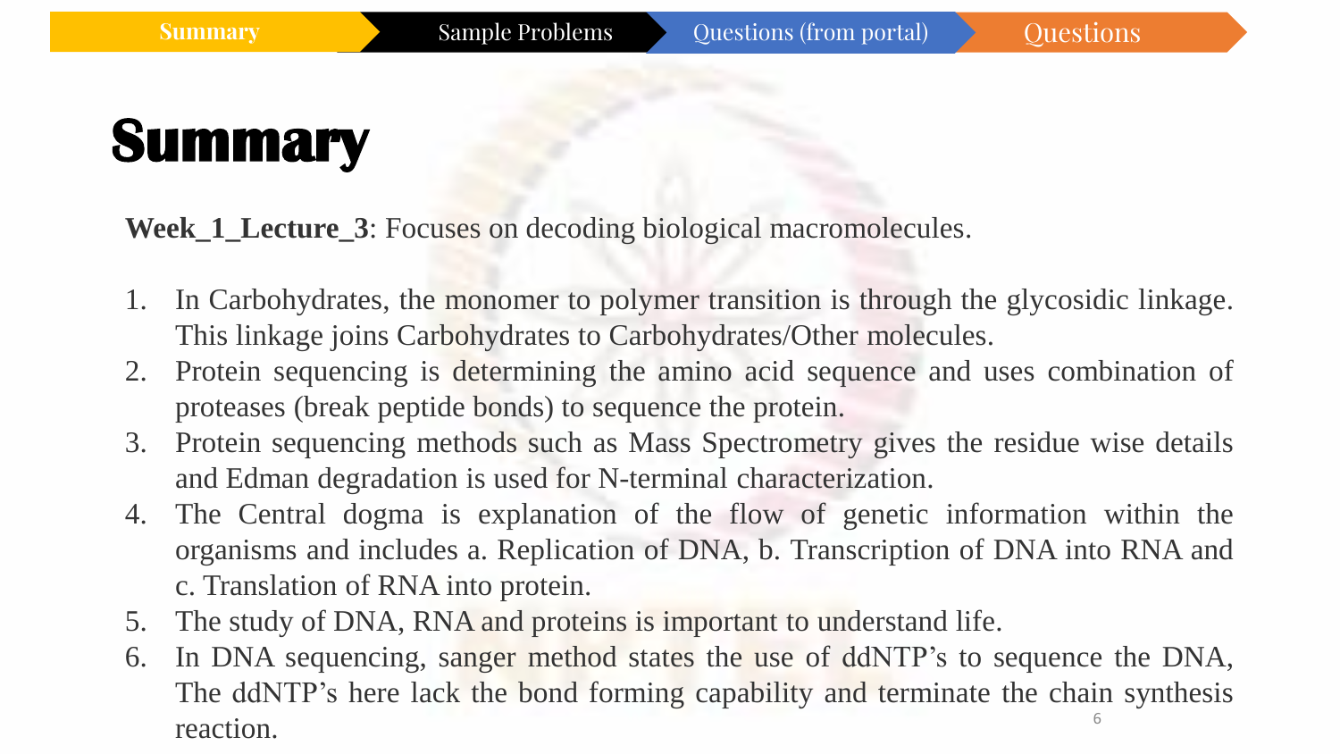# Summary

**Week_1_Lecture_3**: Focuses on decoding biological macromolecules.

1. In Carbohydrates, the monomer to polymer transition is through the glycosidic linkage. This linkage joins Carbohydrates to Carbohydrates/Other molecules.
2. Protein sequencing is determining the amino acid sequence and uses combination of proteases (break peptide bonds) to sequence the protein.
3. Protein sequencing methods such as Mass Spectrometry gives the residue wise details and Edman degradation is used for N-terminal characterization.
4. The Central dogma is explanation of the flow of genetic information within the organisms and includes a. Replication of DNA, b. Transcription of DNA into RNA and c. Translation of RNA into protein.
5. The study of DNA, RNA and proteins is important to understand life.
6. In DNA sequencing, sanger method states the use of ddNTP's to sequence the DNA, The ddNTP's here lack the bond forming capability and terminate the chain synthesis reaction.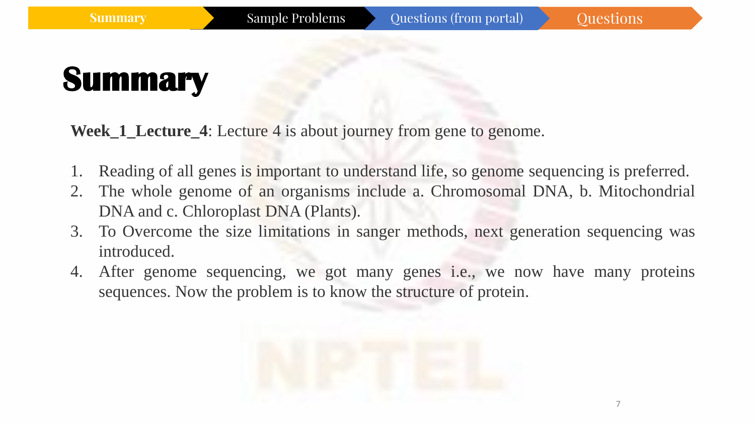Summary | Sample Problems | Questions (from portal) | Questions

# Summary

**Week_1_Lecture_4**: Lecture 4 is about journey from gene to genome.

1. Reading of all genes is important to understand life, so genome sequencing is preferred.
2. The whole genome of an organisms include a. Chromosomal DNA, b. Mitochondrial DNA and c. Chloroplast DNA (Plants).
3. To Overcome the size limitations in sanger methods, next generation sequencing was introduced.
4. After genome sequencing, we got many genes i.e., we now have many proteins sequences. Now the problem is to know the structure of protein.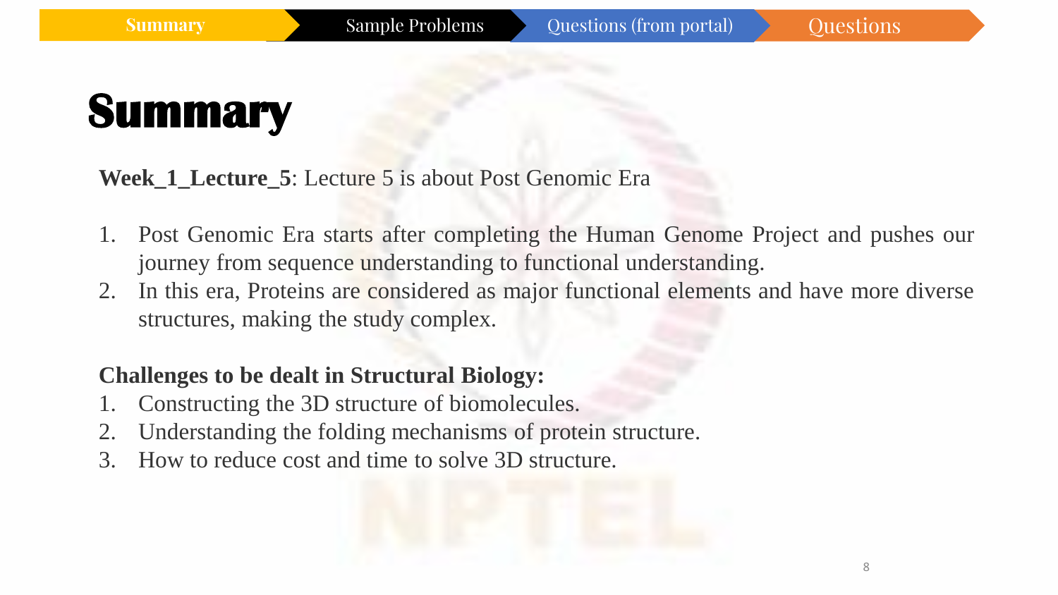Summary | Sample Problems | Questions (from portal) | Questions

# Summary

**Week_1_Lecture_5**: Lecture 5 is about Post Genomic Era

1. Post Genomic Era starts after completing the Human Genome Project and pushes our journey from sequence understanding to functional understanding.
2. In this era, Proteins are considered as major functional elements and have more diverse structures, making the study complex.

**Challenges to be dealt in Structural Biology:**

1. Constructing the 3D structure of biomolecules.
2. Understanding the folding mechanisms of protein structure.
3. How to reduce cost and time to solve 3D structure.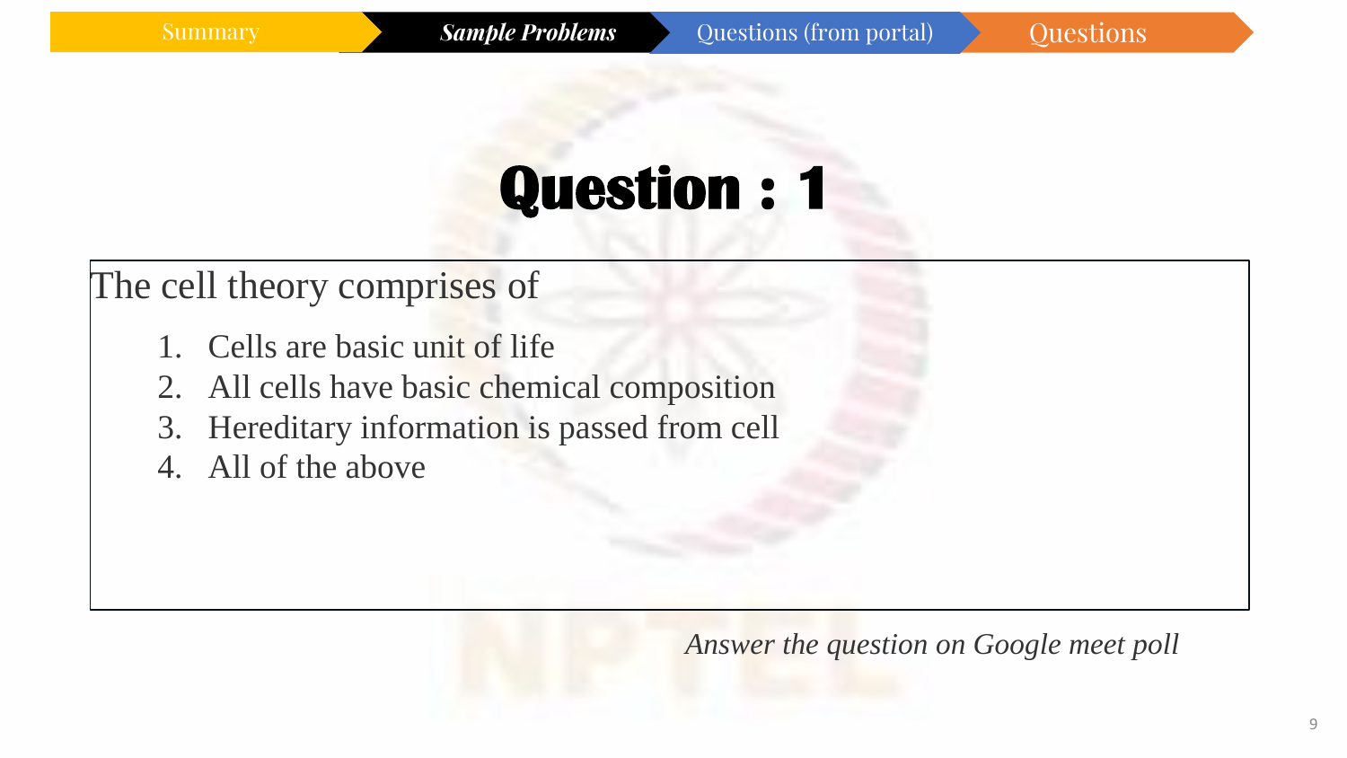Summary | **_Sample Problems_** | Questions (from portal) | Questions

# Question : 1

The cell theory comprises of

1. Cells are basic unit of life
2. All cells have basic chemical composition
3. Hereditary information is passed from cell
4. All of the above

*Answer the question on Google meet poll*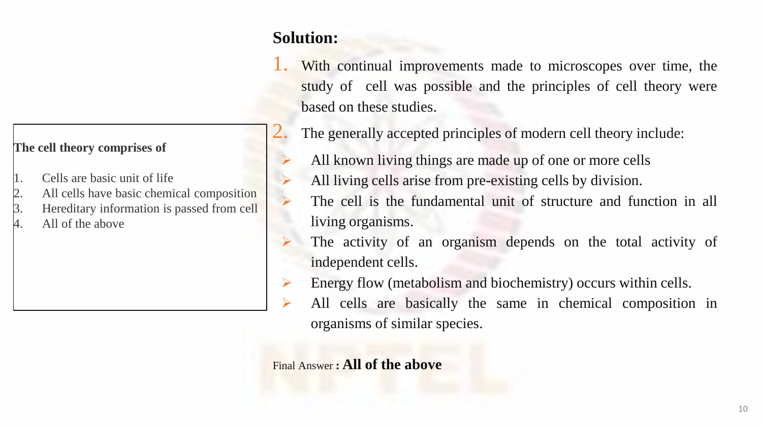**The cell theory comprises of**

1. Cells are basic unit of life
2. All cells have basic chemical composition
3. Hereditary information is passed from cell
4. All of the above

## Solution:

1. With continual improvements made to microscopes over time, the study of cell was possible and the principles of cell theory were based on these studies.
2. The generally accepted principles of modern cell theory include:
   - All known living things are made up of one or more cells
   - All living cells arise from pre-existing cells by division.
   - The cell is the fundamental unit of structure and function in all living organisms.
   - The activity of an organism depends on the total activity of independent cells.
   - Energy flow (metabolism and biochemistry) occurs within cells.
   - All cells are basically the same in chemical composition in organisms of similar species.

Final Answer : **All of the above**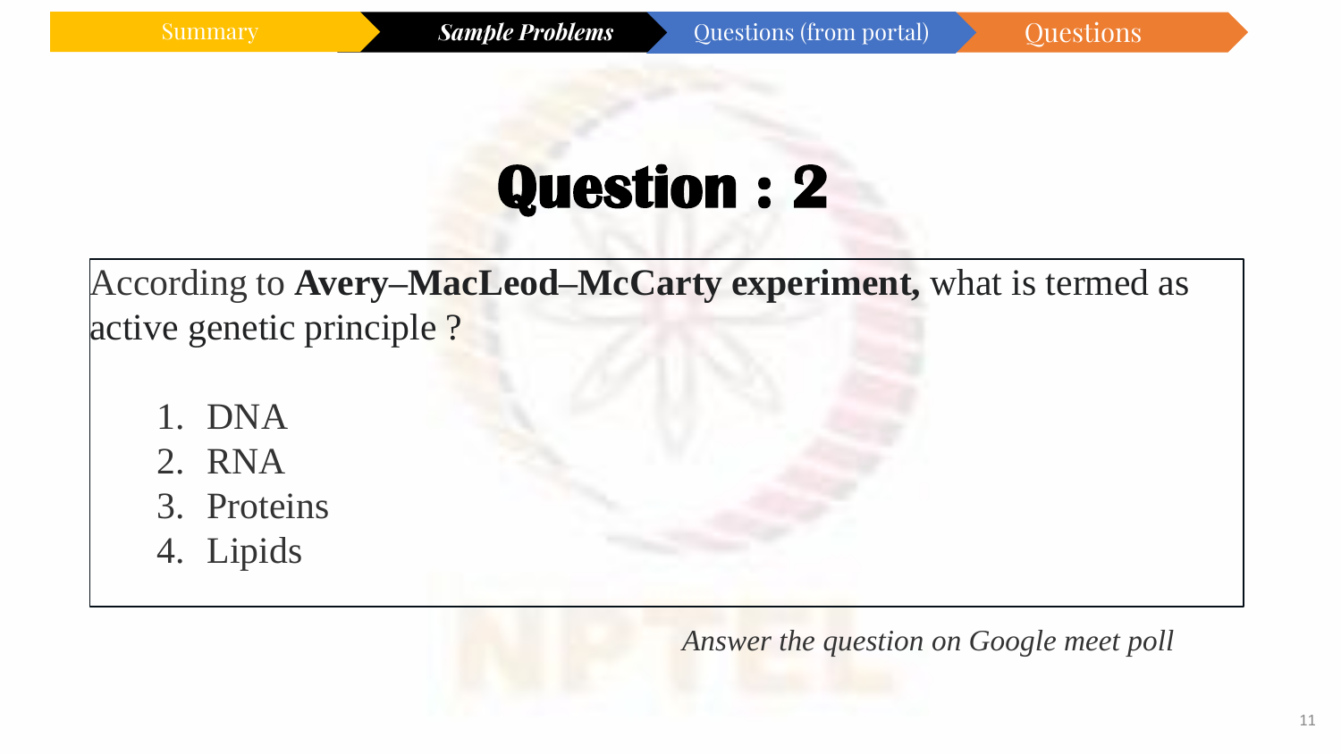Summary | *Sample Problems* | Questions (from portal) | Questions

# Question : 2

According to **Avery–MacLeod–McCarty experiment,** what is termed as active genetic principle ?

1. DNA
2. RNA
3. Proteins
4. Lipids

*Answer the question on Google meet poll*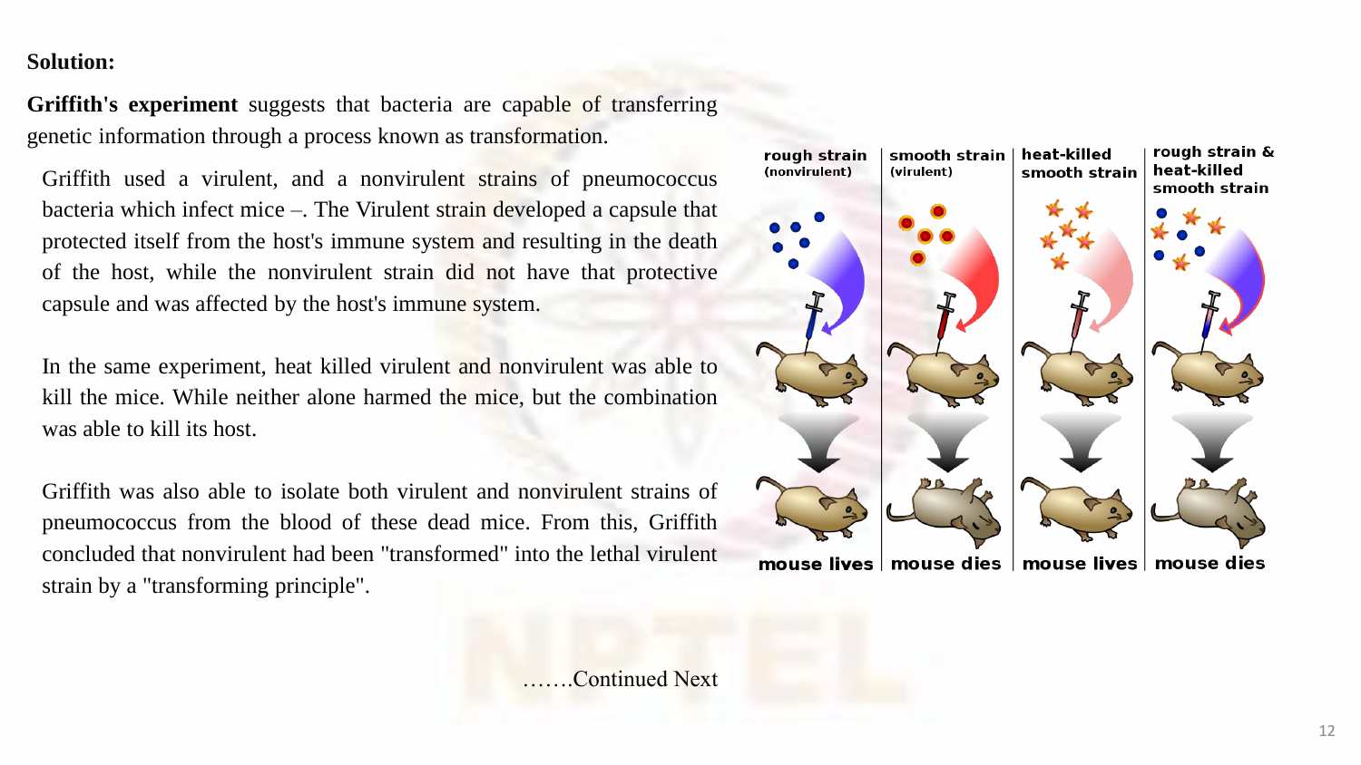**Solution:**

**Griffith's experiment** suggests that bacteria are capable of transferring genetic information through a process known as transformation.

Griffith used a virulent, and a nonvirulent strains of pneumococcus bacteria which infect mice –. The Virulent strain developed a capsule that protected itself from the host's immune system and resulting in the death of the host, while the nonvirulent strain did not have that protective capsule and was affected by the host's immune system.

In the same experiment, heat killed virulent and nonvirulent was able to kill the mice. While neither alone harmed the mice, but the combination was able to kill its host.

Griffith was also able to isolate both virulent and nonvirulent strains of pneumococcus from the blood of these dead mice. From this, Griffith concluded that nonvirulent had been "transformed" into the lethal virulent strain by a "transforming principle".

rough strain (nonvirulent) | smooth strain (virulent) | heat-killed smooth strain | rough strain & heat-killed smooth strain

mouse lives | mouse dies | mouse lives | mouse dies

…….Continued Next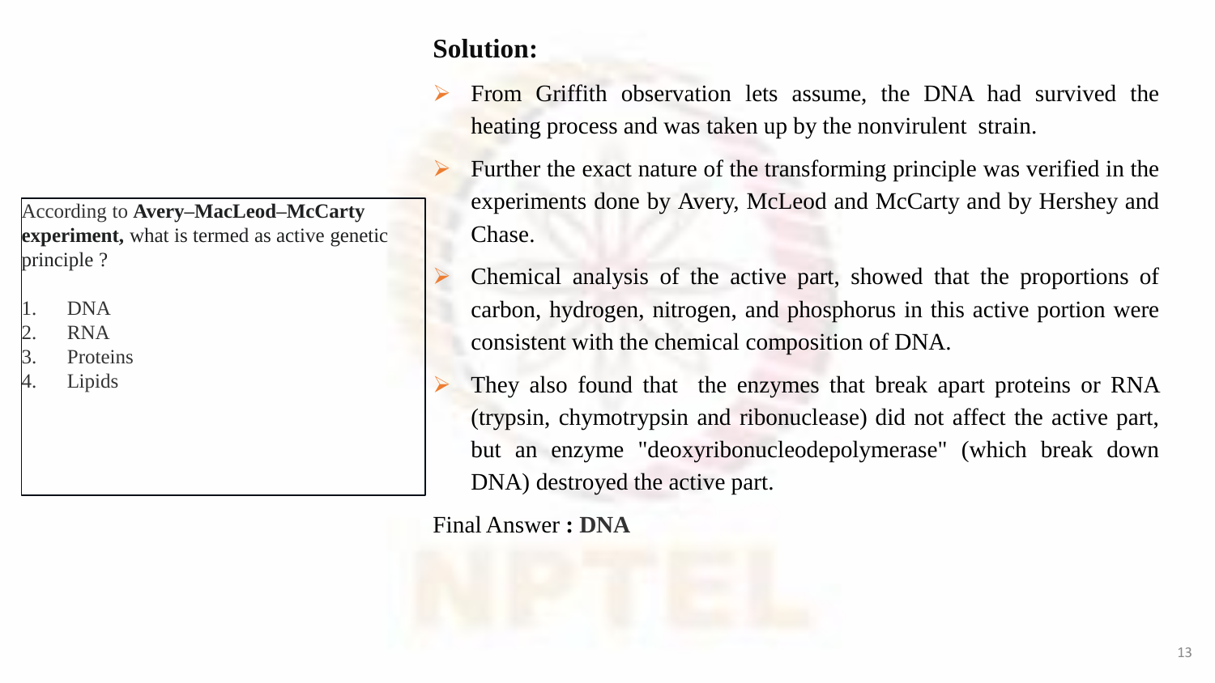According to **Avery–MacLeod–McCarty experiment,** what is termed as active genetic principle ?

1. DNA
2. RNA
3. Proteins
4. Lipids

## Solution:

- From Griffith observation lets assume, the DNA had survived the heating process and was taken up by the nonvirulent strain.
- Further the exact nature of the transforming principle was verified in the experiments done by Avery, McLeod and McCarty and by Hershey and Chase.
- Chemical analysis of the active part, showed that the proportions of carbon, hydrogen, nitrogen, and phosphorus in this active portion were consistent with the chemical composition of DNA.
- They also found that the enzymes that break apart proteins or RNA (trypsin, chymotrypsin and ribonuclease) did not affect the active part, but an enzyme "deoxyribonucleodepolymerase" (which break down DNA) destroyed the active part.

Final Answer **: DNA**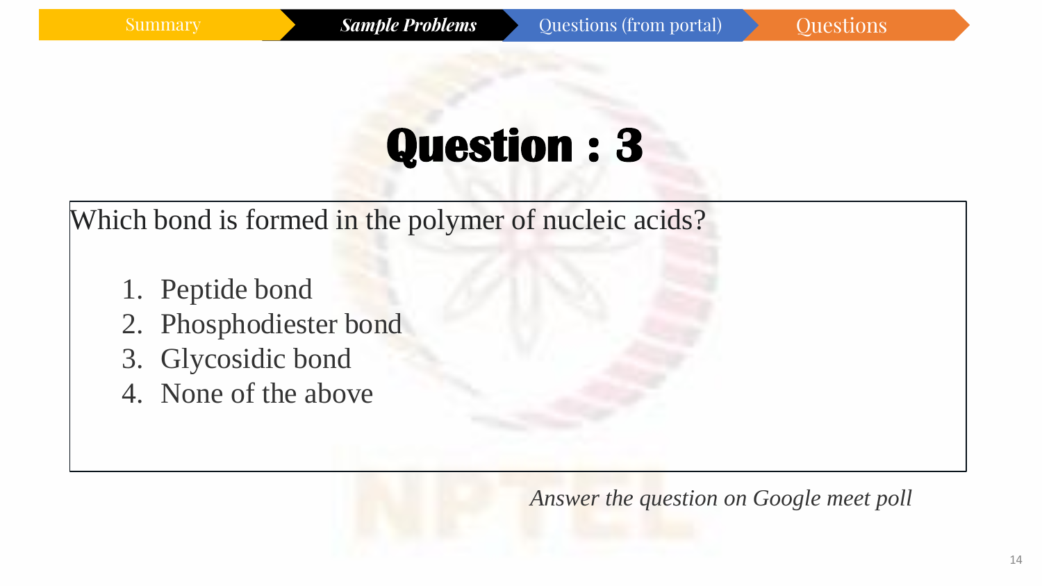Summary | *Sample Problems* | Questions (from portal) | Questions

# Question : 3

Which bond is formed in the polymer of nucleic acids?

1. Peptide bond
2. Phosphodiester bond
3. Glycosidic bond
4. None of the above

*Answer the question on Google meet poll*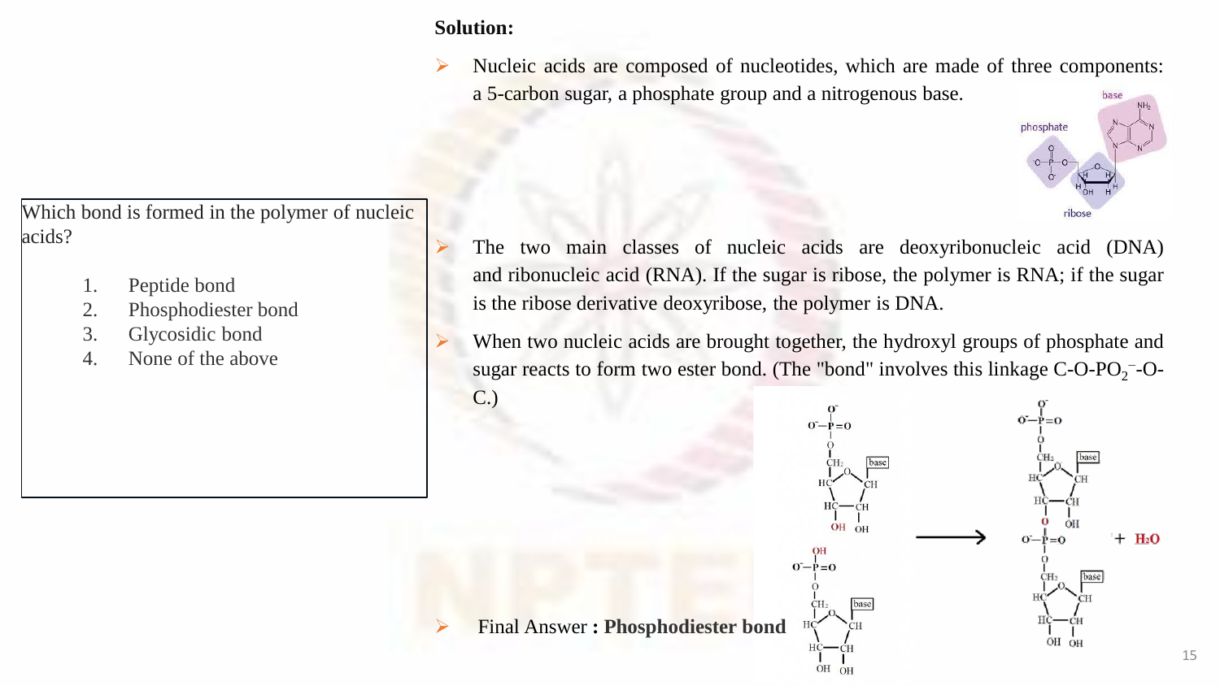Which bond is formed in the polymer of nucleic acids?

1. Peptide bond
2. Phosphodiester bond
3. Glycosidic bond
4. None of the above

**Solution:**

- Nucleic acids are composed of nucleotides, which are made of three components: a 5-carbon sugar, a phosphate group and a nitrogenous base.
- The two main classes of nucleic acids are deoxyribonucleic acid (DNA) and ribonucleic acid (RNA). If the sugar is ribose, the polymer is RNA; if the sugar is the ribose derivative deoxyribose, the polymer is DNA.
- When two nucleic acids are brought together, the hydroxyl groups of phosphate and sugar reacts to form two ester bond. (The "bond" involves this linkage C-O-$PO_2^-$-O-C.)
- Final Answer **: Phosphodiester bond**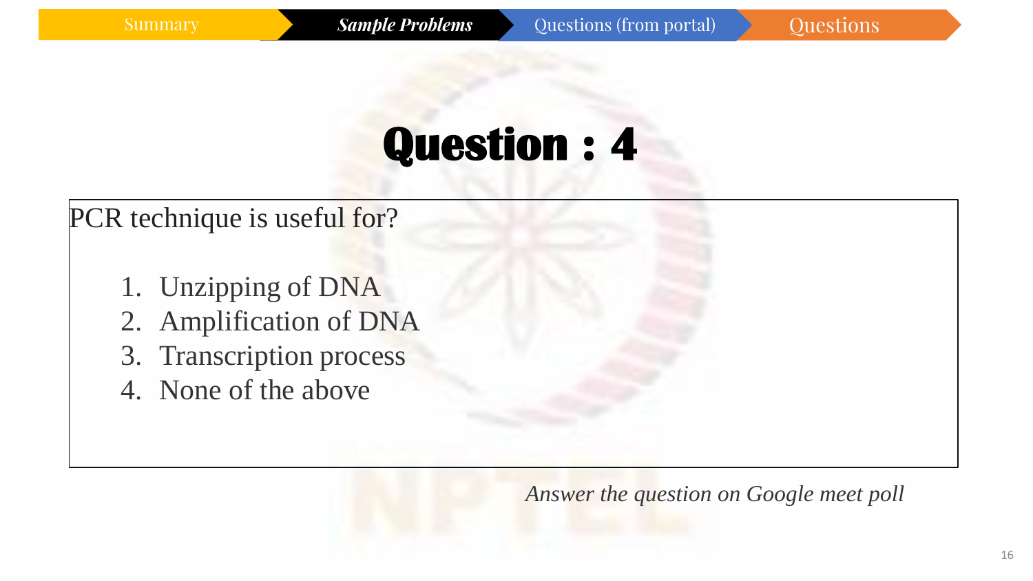Summary | ***Sample Problems*** | Questions (from portal) | Questions

# Question : 4

PCR technique is useful for?

1. Unzipping of DNA
2. Amplification of DNA
3. Transcription process
4. None of the above

*Answer the question on Google meet poll*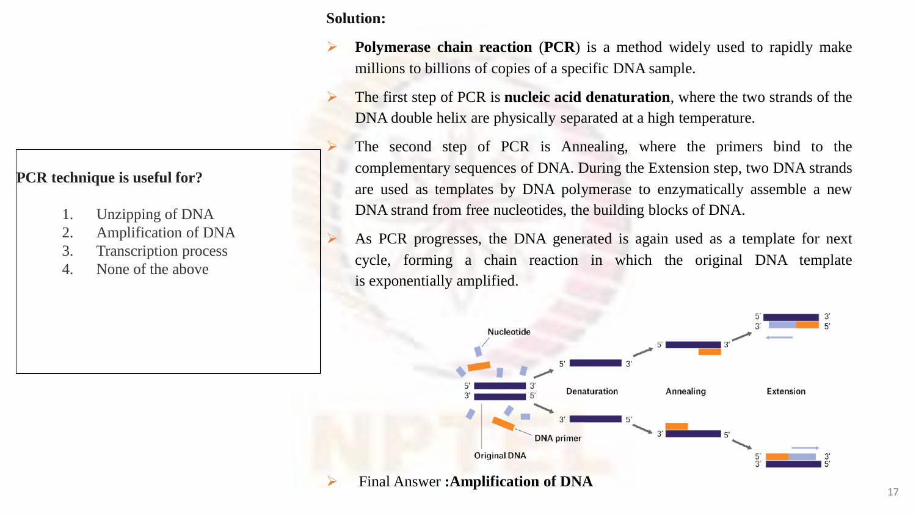**PCR technique is useful for?**

1. Unzipping of DNA
2. Amplification of DNA
3. Transcription process
4. None of the above

**Solution:**

- **Polymerase chain reaction** (**PCR**) is a method widely used to rapidly make millions to billions of copies of a specific DNA sample.
- The first step of PCR is **nucleic acid denaturation**, where the two strands of the DNA double helix are physically separated at a high temperature.
- The second step of PCR is Annealing, where the primers bind to the complementary sequences of DNA. During the Extension step, two DNA strands are used as templates by DNA polymerase to enzymatically assemble a new DNA strand from free nucleotides, the building blocks of DNA.
- As PCR progresses, the DNA generated is again used as a template for next cycle, forming a chain reaction in which the original DNA template is exponentially amplified.

- Final Answer **:Amplification of DNA**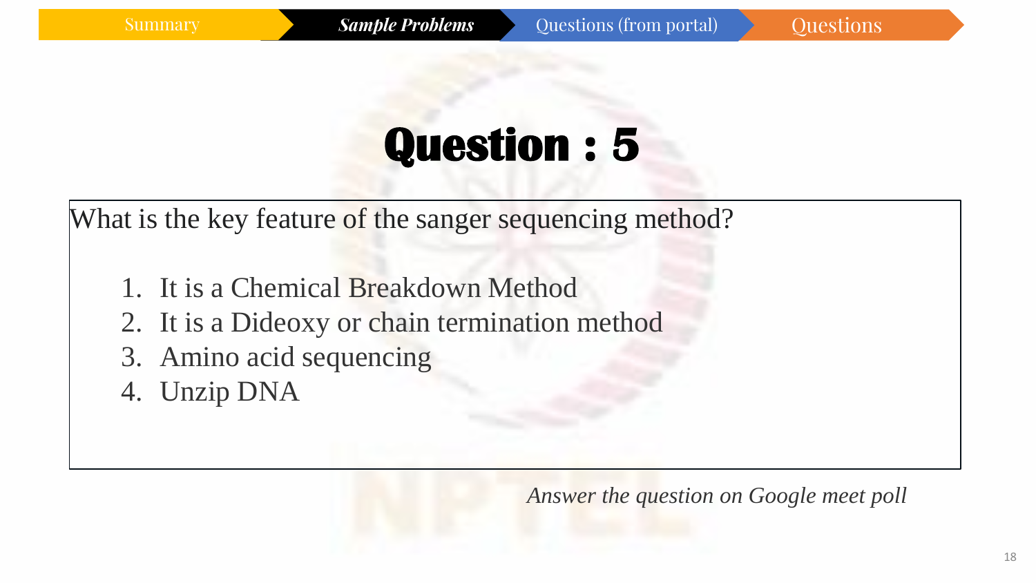Summary | **_Sample Problems_** | Questions (from portal) | Questions

# Question : 5

What is the key feature of the sanger sequencing method?

1. It is a Chemical Breakdown Method
2. It is a Dideoxy or chain termination method
3. Amino acid sequencing
4. Unzip DNA

*Answer the question on Google meet poll*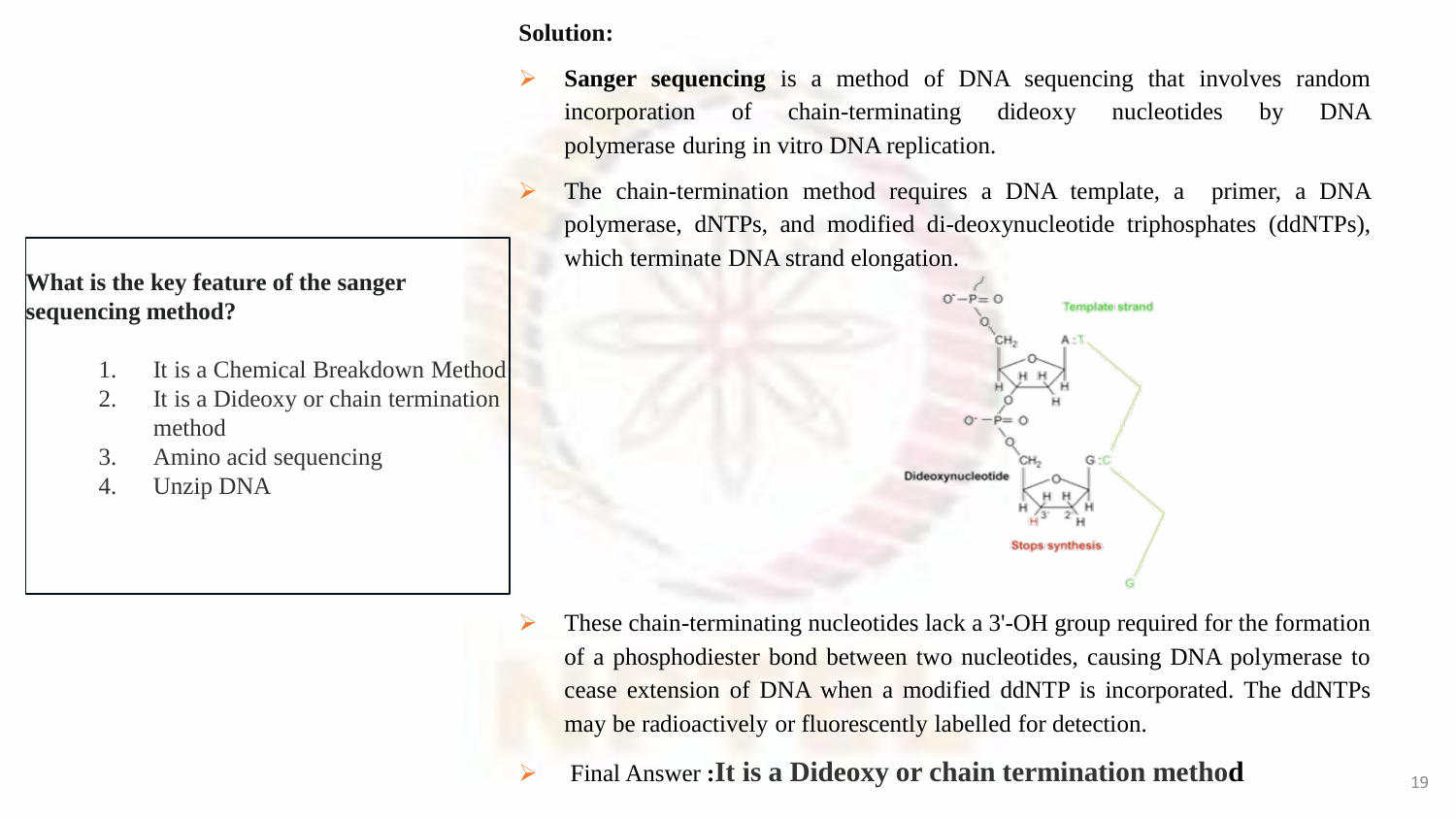**What is the key feature of the sanger sequencing method?**

1. It is a Chemical Breakdown Method
2. It is a Dideoxy or chain termination method
3. Amino acid sequencing
4. Unzip DNA

**Solution:**

- **Sanger sequencing** is a method of DNA sequencing that involves random incorporation of chain-terminating dideoxy nucleotides by DNA polymerase during in vitro DNA replication.
- The chain-termination method requires a DNA template, a primer, a DNA polymerase, dNTPs, and modified di-deoxynucleotide triphosphates (ddNTPs), which terminate DNA strand elongation.
- These chain-terminating nucleotides lack a 3'-OH group required for the formation of a phosphodiester bond between two nucleotides, causing DNA polymerase to cease extension of DNA when a modified ddNTP is incorporated. The ddNTPs may be radioactively or fluorescently labelled for detection.
- Final Answer **:It is a Dideoxy or chain termination method**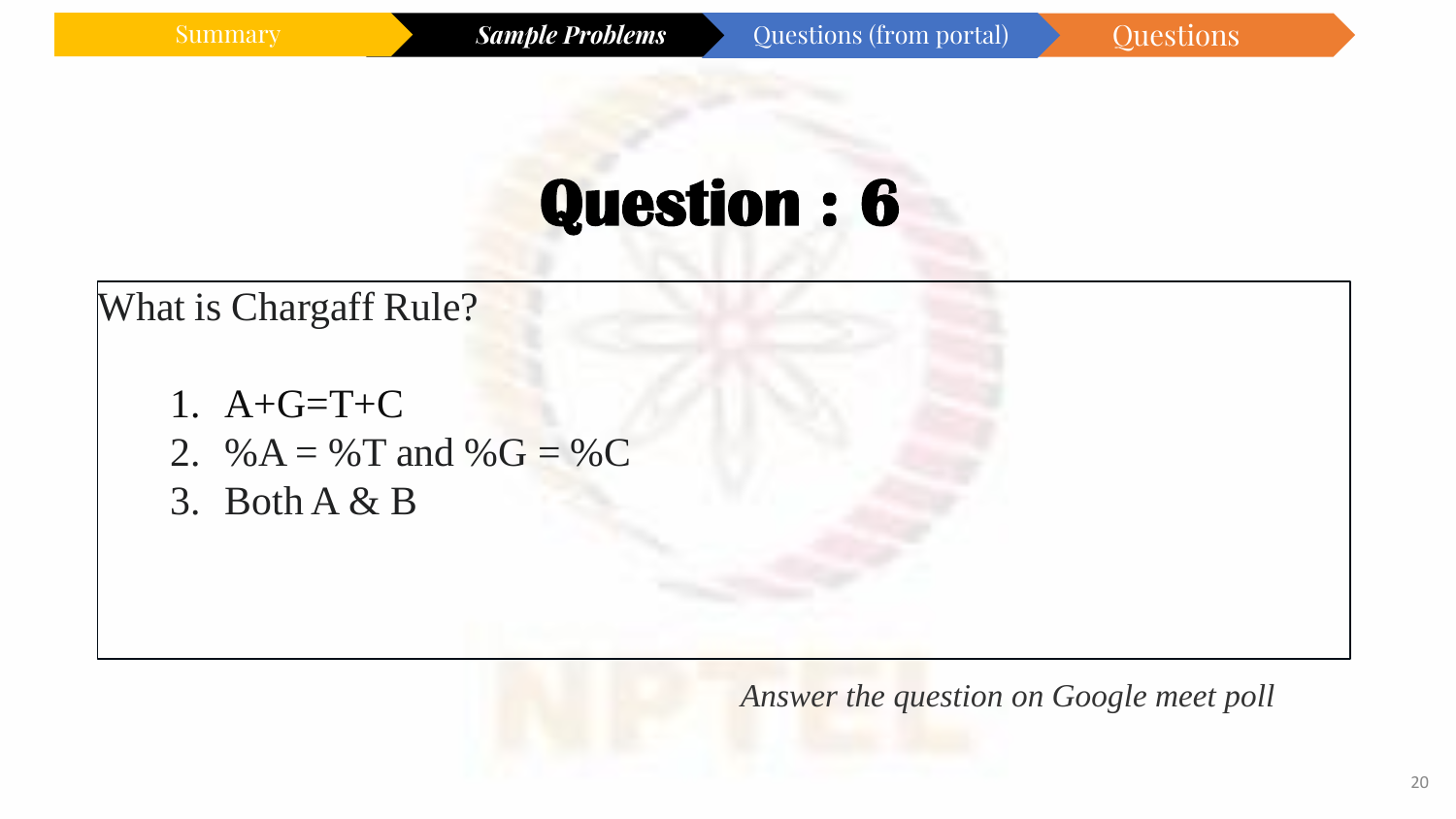Summary | *Sample Problems* | Questions (from portal) | Questions

# Question : 6

What is Chargaff Rule?

1. A+G=T+C
2. %A = %T and %G = %C
3. Both A & B

*Answer the question on Google meet poll*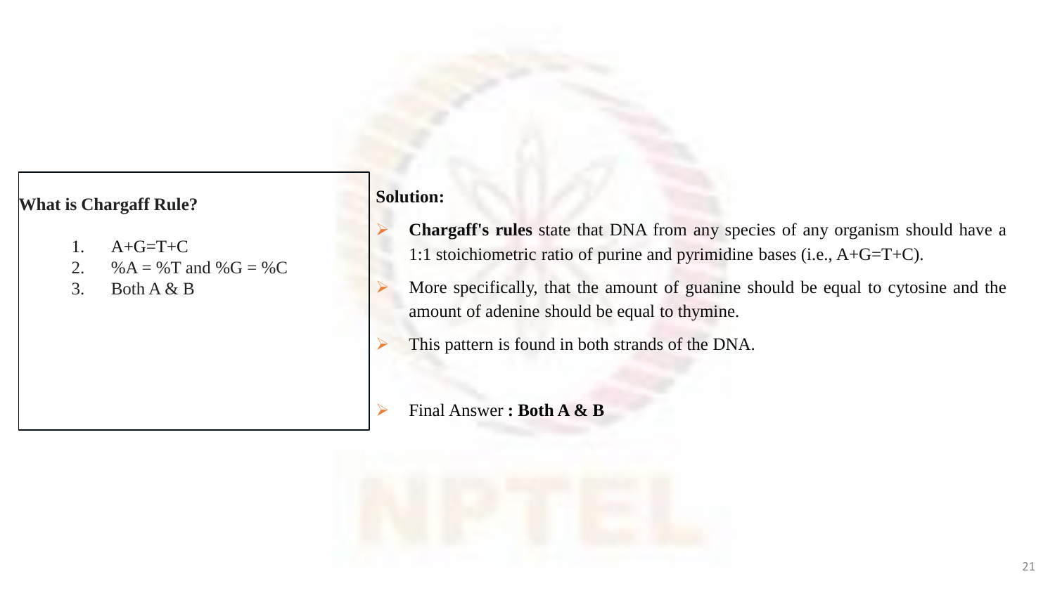**What is Chargaff Rule?**

1. A+G=T+C
2. %A = %T and %G = %C
3. Both A & B

**Solution:**

- **Chargaff's rules** state that DNA from any species of any organism should have a 1:1 stoichiometric ratio of purine and pyrimidine bases (i.e., A+G=T+C).
- More specifically, that the amount of guanine should be equal to cytosine and the amount of adenine should be equal to thymine.
- This pattern is found in both strands of the DNA.
- Final Answer **: Both A & B**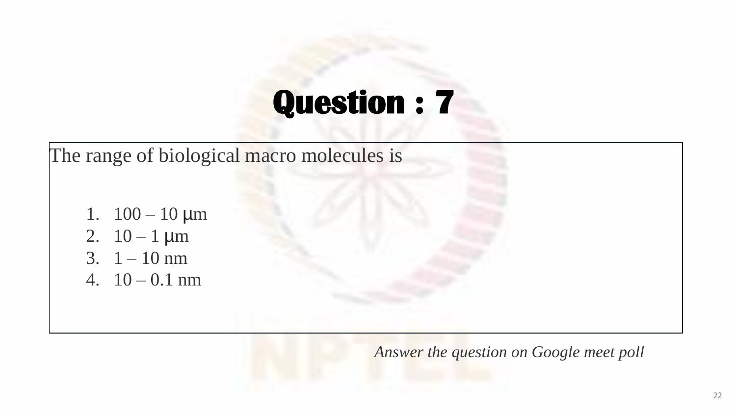# Question : 7

The range of biological macro molecules is

1. 100 – 10 μm
2. 10 – 1 μm
3. 1 – 10 nm
4. 10 – 0.1 nm

*Answer the question on Google meet poll*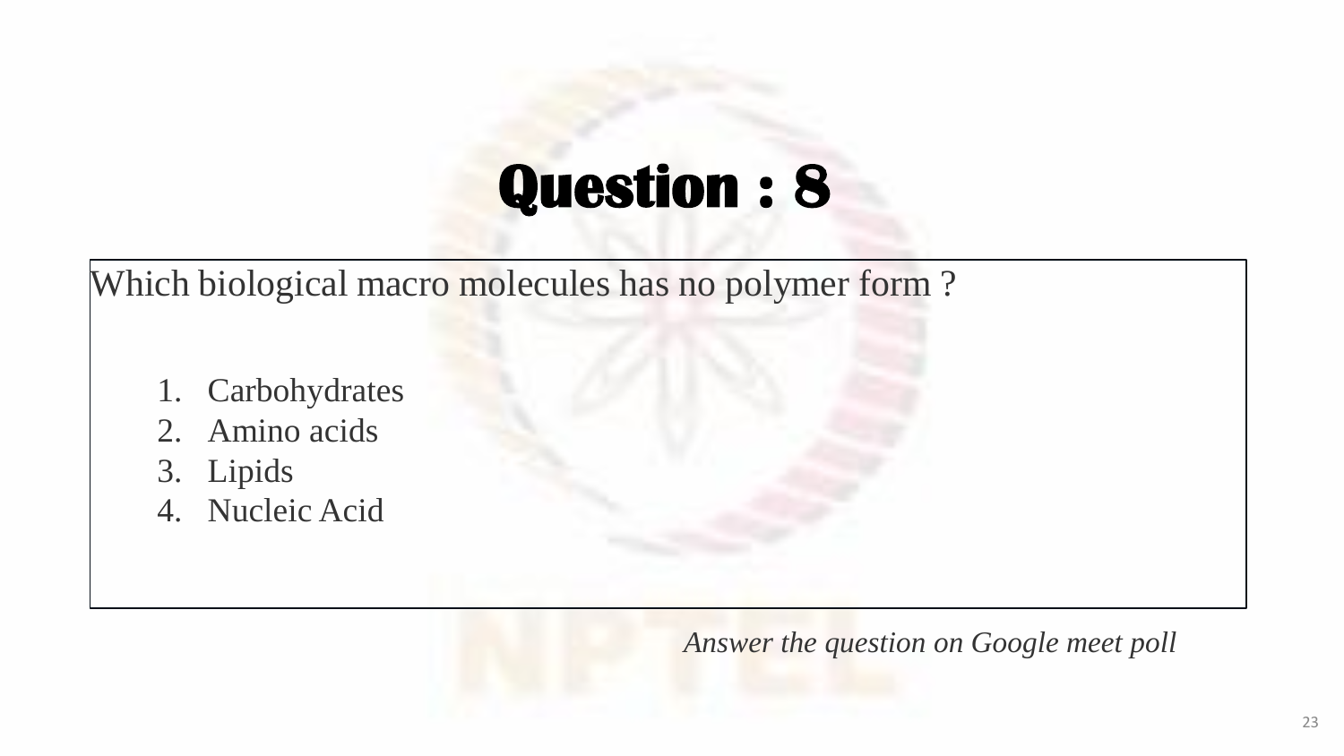# Question : 8

Which biological macro molecules has no polymer form ?

1. Carbohydrates
2. Amino acids
3. Lipids
4. Nucleic Acid

*Answer the question on Google meet poll*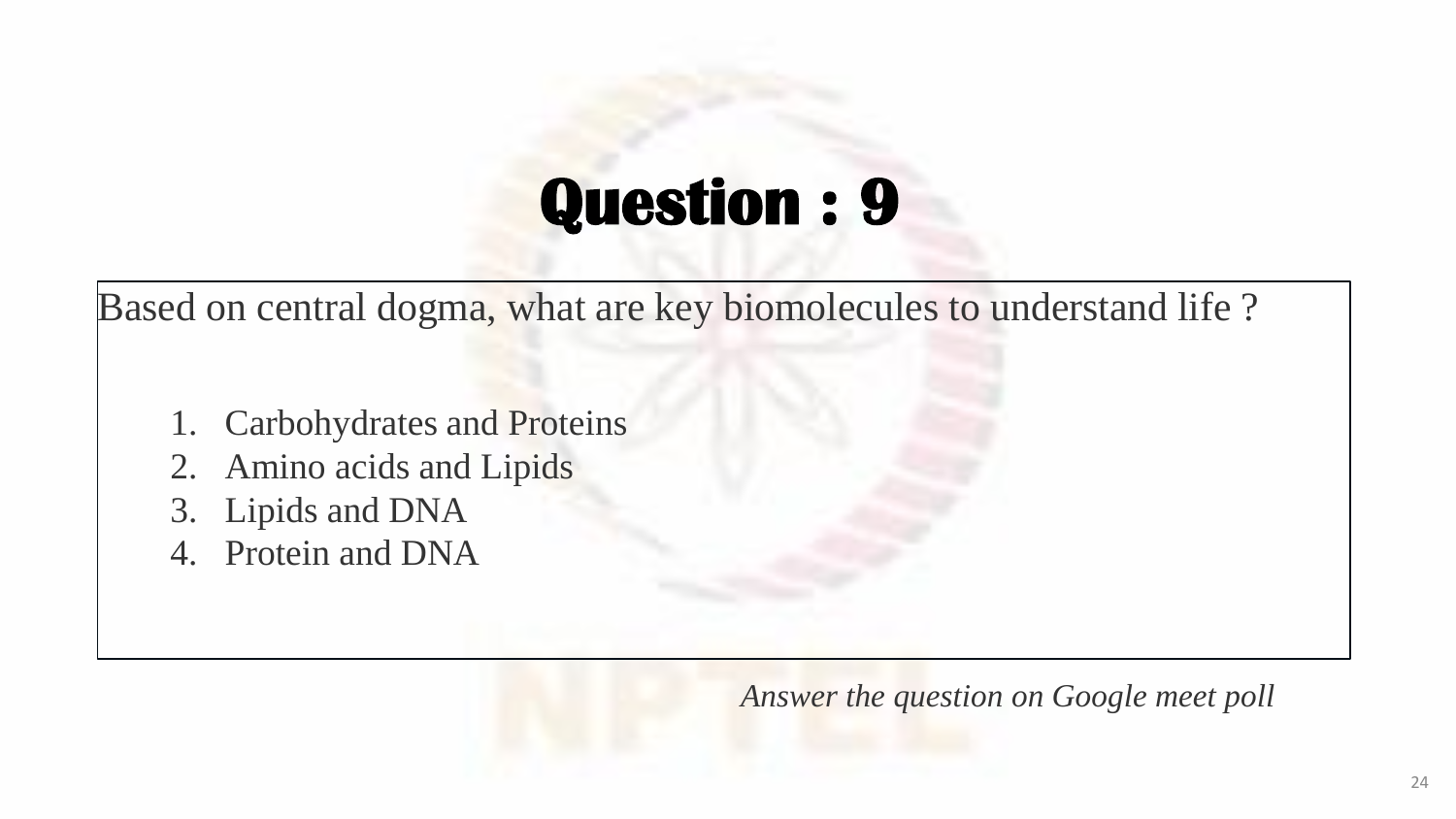# Question : 9

Based on central dogma, what are key biomolecules to understand life ?

1. Carbohydrates and Proteins
2. Amino acids and Lipids
3. Lipids and DNA
4. Protein and DNA

*Answer the question on Google meet poll*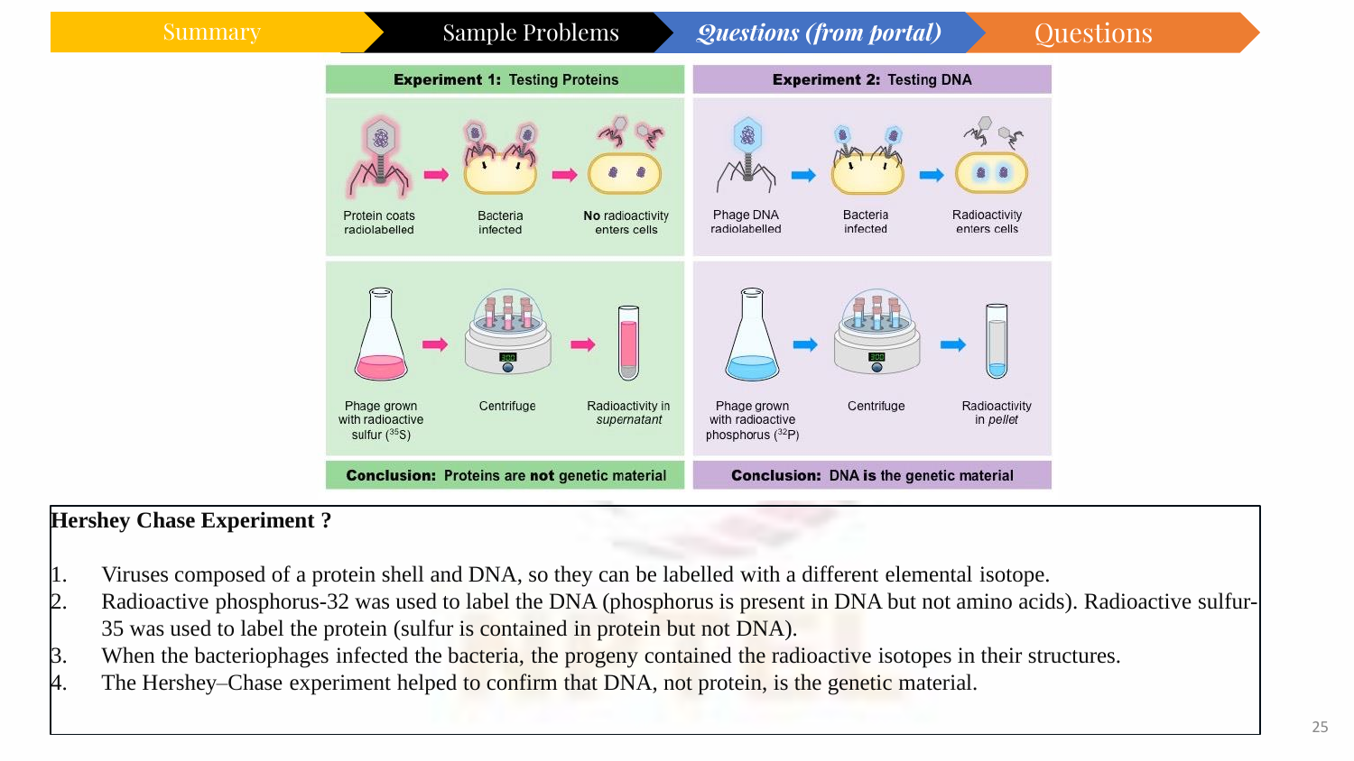Summary | Sample Problems | *Questions (from portal)* | Questions

| **Experiment 1:** Testing Proteins | **Experiment 2:** Testing DNA |
|---|---|
| Protein coats radiolabelled → Bacteria infected → **No** radioactivity enters cells | Phage DNA radiolabelled → Bacteria infected → Radioactivity enters cells |
| Phage grown with radioactive sulfur ($^{35}S$) → Centrifuge → Radioactivity in *supernatant* | Phage grown with radioactive phosphorus ($^{32}P$) → Centrifuge → Radioactivity in *pellet* |
| **Conclusion:** Proteins are **not** genetic material | **Conclusion:** DNA is the genetic material |

**Hershey Chase Experiment ?**

1. Viruses composed of a protein shell and DNA, so they can be labelled with a different elemental isotope.
2. Radioactive phosphorus-32 was used to label the DNA (phosphorus is present in DNA but not amino acids). Radioactive sulfur-35 was used to label the protein (sulfur is contained in protein but not DNA).
3. When the bacteriophages infected the bacteria, the progeny contained the radioactive isotopes in their structures.
4. The Hershey–Chase experiment helped to confirm that DNA, not protein, is the genetic material.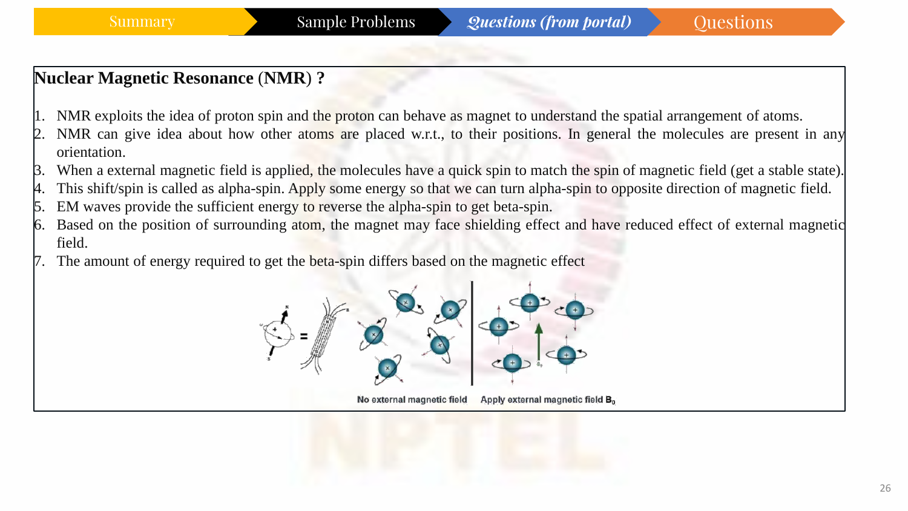Summary | Sample Problems | *Questions (from portal)* | Questions

## Nuclear Magnetic Resonance (NMR) ?

1. NMR exploits the idea of proton spin and the proton can behave as magnet to understand the spatial arrangement of atoms.
2. NMR can give idea about how other atoms are placed w.r.t., to their positions. In general the molecules are present in any orientation.
3. When a external magnetic field is applied, the molecules have a quick spin to match the spin of magnetic field (get a stable state).
4. This shift/spin is called as alpha-spin. Apply some energy so that we can turn alpha-spin to opposite direction of magnetic field.
5. EM waves provide the sufficient energy to reverse the alpha-spin to get beta-spin.
6. Based on the position of surrounding atom, the magnet may face shielding effect and have reduced effect of external magnetic field.
7. The amount of energy required to get the beta-spin differs based on the magnetic effect

No external magnetic field

Apply external magnetic field $B_0$